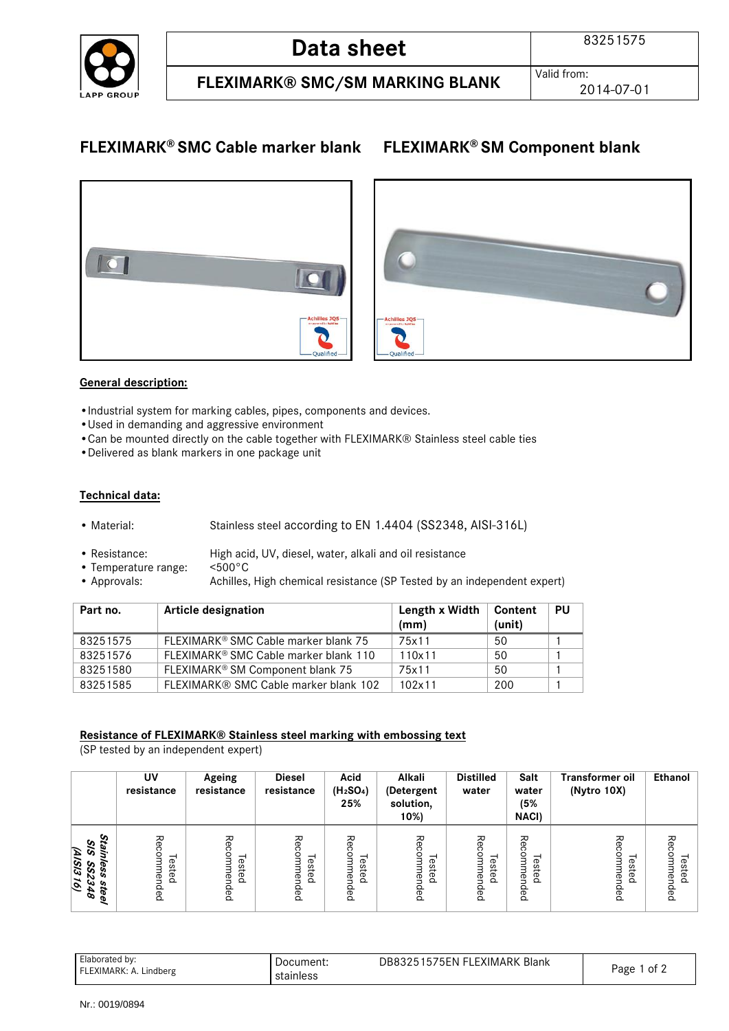# Data sheet

83251575

## FLEXIMARK® SMC/SM MARKING BLANK

Valid from: 2014-07-01

## FLEXIMARK® SMC Cable marker blank    FLEXIMARK® SM Component blank

**General description:**

- Industrial system for marking cables, pipes, components and devices.
- Used in demanding and aggressive environment
- Can be mounted directly on the cable together with FLEXIMARK® Stainless steel cable ties
- Delivered as blank markers in one package unit

**Technical data:**

- Material: Stainless steel according to EN 1.4404 (SS2348, AISI-316L)
- Resistance: High acid, UV, diesel, water, alkali and oil resistance
- Temperature range: <500°C
- Approvals: Achilles, High chemical resistance (SP Tested by an independent expert)

| Part no. | Article designation | Length x Width (mm) | Content (unit) | PU |
|---|---|---|---|---|
| 83251575 | FLEXIMARK® SMC Cable marker blank 75 | 75x11 | 50 | 1 |
| 83251576 | FLEXIMARK® SMC Cable marker blank 110 | 110x11 | 50 | 1 |
| 83251580 | FLEXIMARK® SM Component blank 75 | 75x11 | 50 | 1 |
| 83251585 | FLEXIMARK® SMC Cable marker blank 102 | 102x11 | 200 | 1 |

**Resistance of FLEXIMARK® Stainless steel marking with embossing text**

(SP tested by an independent expert)

| | UV resistance | Ageing resistance | Diesel resistance | Acid ($H_2SO_4$) 25% | Alkali (Detergent solution, 10%) | Distilled water | Salt water (5% NACl) | Transformer oil (Nytro 10X) | Ethanol |
|---|---|---|---|---|---|---|---|---|---|
| ***Stainless steel SIS SS2348 (AISI316)*** | Tested Recommended | Tested Recommended | Tested Recommended | Tested Recommended | Tested Recommended | Tested Recommended | Tested Recommended | Tested Recommended | Tested Recommended |

| Elaborated by: FLEXIMARK: A. Lindberg | Document: stainless | DB83251575EN FLEXIMARK Blank |
|---|---|---|

Nr.: 0019/0894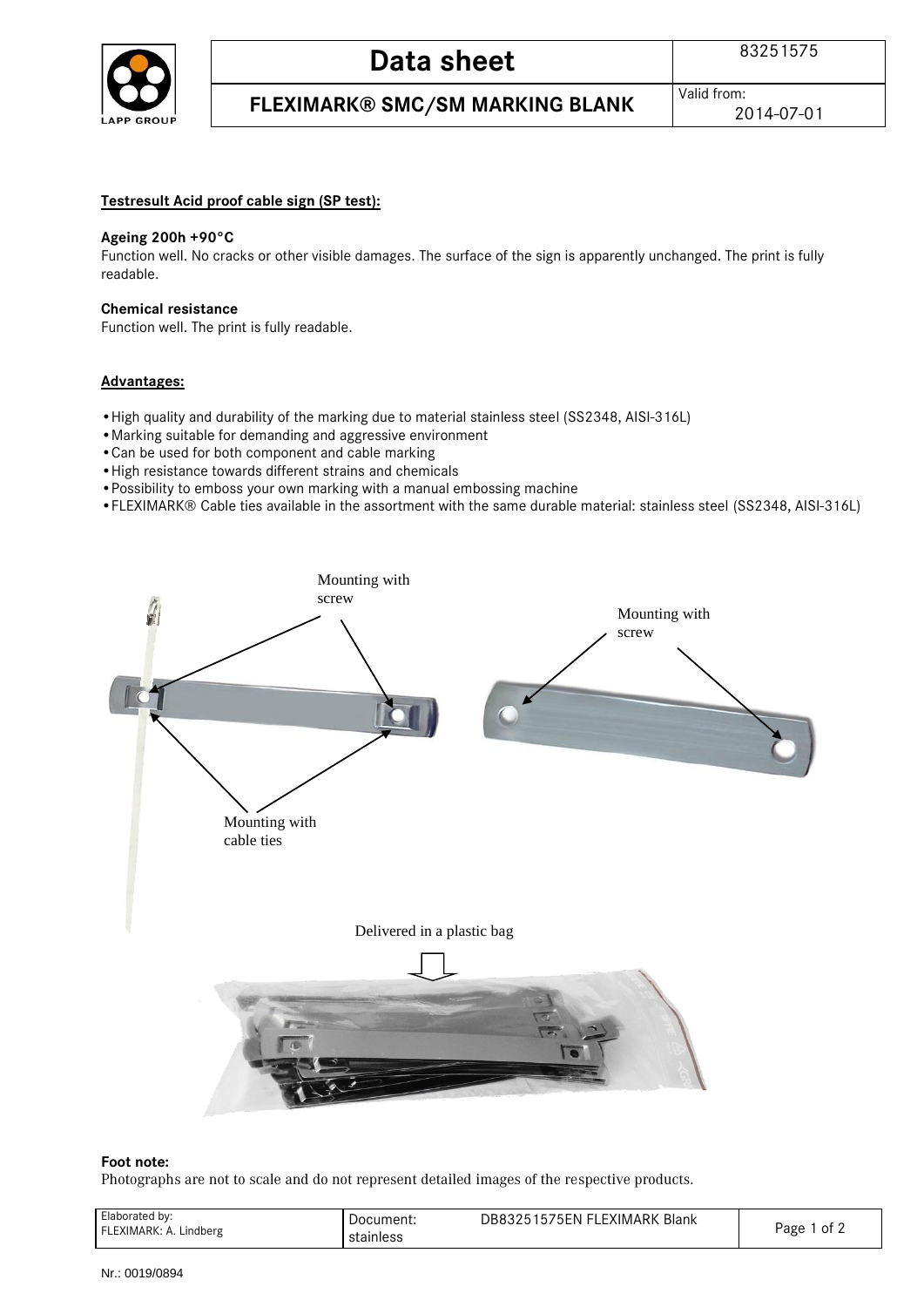**Testresult Acid proof cable sign (SP test):**

**Ageing 200h +90°C**
Function well. No cracks or other visible damages. The surface of the sign is apparently unchanged. The print is fully readable.

**Chemical resistance**
Function well. The print is fully readable.

**Advantages:**

- High quality and durability of the marking due to material stainless steel (SS2348, AISI-316L)
- Marking suitable for demanding and aggressive environment
- Can be used for both component and cable marking
- High resistance towards different strains and chemicals
- Possibility to emboss your own marking with a manual embossing machine
- FLEXIMARK® Cable ties available in the assortment with the same durable material: stainless steel (SS2348, AISI-316L)

Mounting with screw

Mounting with screw

Mounting with cable ties

Delivered in a plastic bag

**Foot note:**
Photographs are not to scale and do not represent detailed images of the respective products.